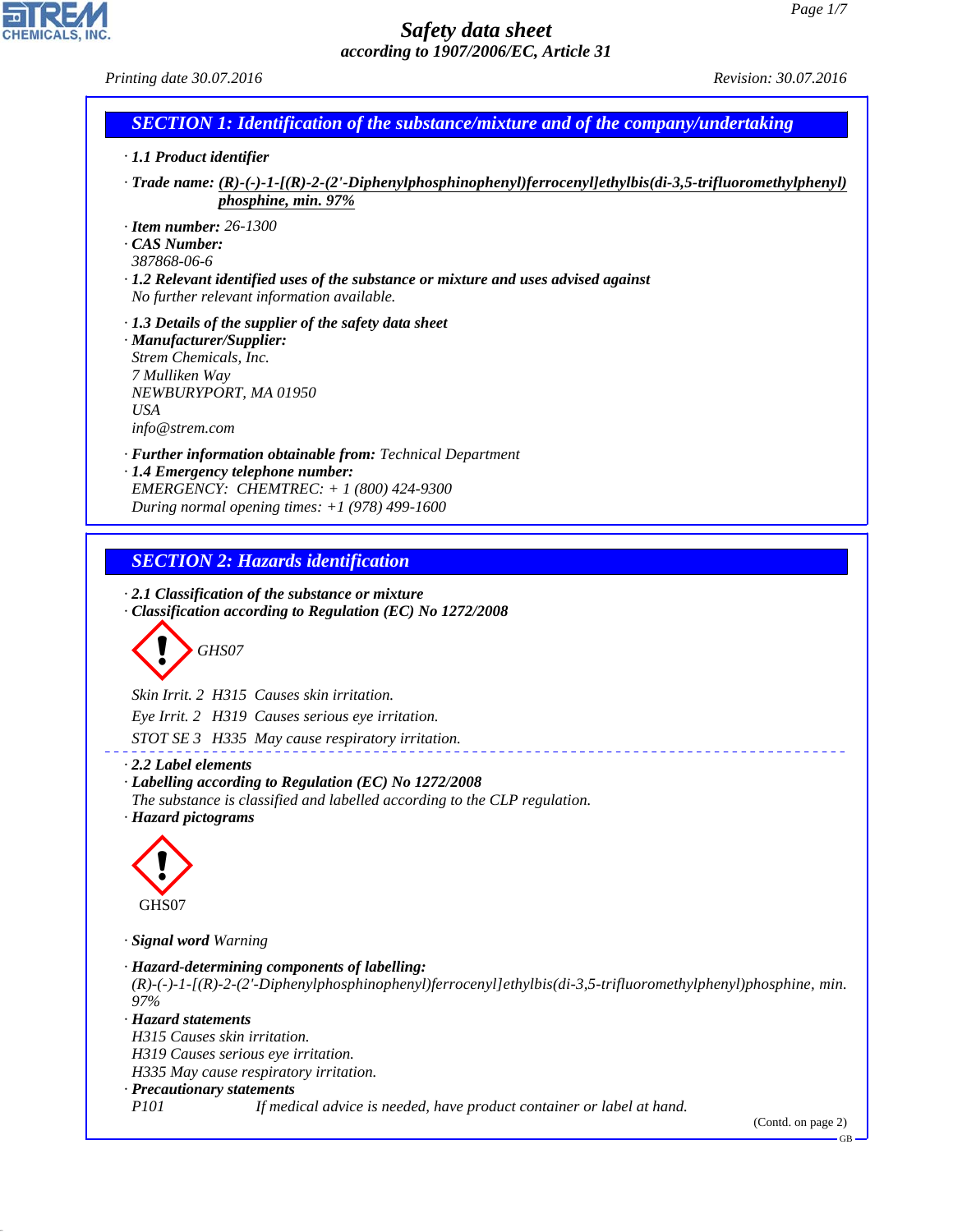# Safety data sheet

*according to 1907/2006/EC, Article 31*

*Printing date 30.07.2016* *Revision: 30.07.2016*

## SECTION 1: Identification of the substance/mixture and of the company/undertaking

· **1.1 Product identifier**

· **Trade name:** **(R)-(-)-1-[(R)-2-(2'-Diphenylphosphinophenyl)ferrocenyl]ethylbis(di-3,5-trifluoromethylphenyl) phosphine, min. 97%**

· **Item number:** 26-1300

· **CAS Number:**
387868-06-6

· **1.2 Relevant identified uses of the substance or mixture and uses advised against**
No further relevant information available.

· **1.3 Details of the supplier of the safety data sheet**

· **Manufacturer/Supplier:**
Strem Chemicals, Inc.
7 Mulliken Way
NEWBURYPORT, MA 01950
USA
info@strem.com

· **Further information obtainable from:** Technical Department

· **1.4 Emergency telephone number:**
EMERGENCY: CHEMTREC: + 1 (800) 424-9300
During normal opening times: +1 (978) 499-1600

## SECTION 2: Hazards identification

· **2.1 Classification of the substance or mixture**

· **Classification according to Regulation (EC) No 1272/2008**

GHS07

Skin Irrit. 2 H315 Causes skin irritation.

Eye Irrit. 2 H319 Causes serious eye irritation.

STOT SE 3 H335 May cause respiratory irritation.

· **2.2 Label elements**

· **Labelling according to Regulation (EC) No 1272/2008**
The substance is classified and labelled according to the CLP regulation.

· **Hazard pictograms**

GHS07

· **Signal word** Warning

· **Hazard-determining components of labelling:**
(R)-(-)-1-[(R)-2-(2'-Diphenylphosphinophenyl)ferrocenyl]ethylbis(di-3,5-trifluoromethylphenyl)phosphine, min. 97%

· **Hazard statements**
H315 Causes skin irritation.
H319 Causes serious eye irritation.
H335 May cause respiratory irritation.

· **Precautionary statements**
P101 If medical advice is needed, have product container or label at hand.

(Contd. on page 2)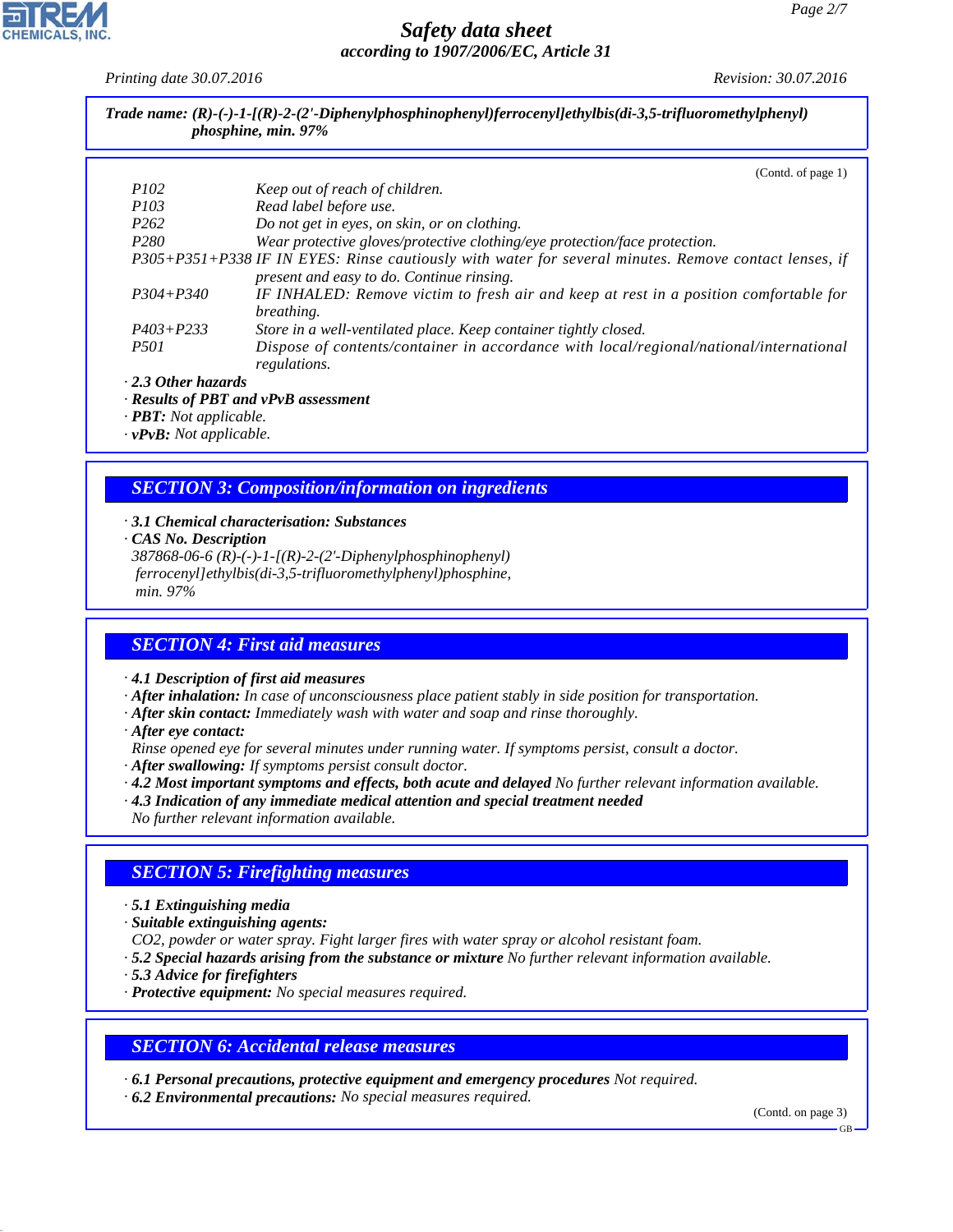**Trade name: (R)-(-)-1-[(R)-2-(2'-Diphenylphosphinophenyl)ferrocenyl]ethylbis(di-3,5-trifluoromethylphenyl) phosphine, min. 97%**

(Contd. of page 1)

| | |
|---|---|
| P102 | Keep out of reach of children. |
| P103 | Read label before use. |
| P262 | Do not get in eyes, on skin, or on clothing. |
| P280 | Wear protective gloves/protective clothing/eye protection/face protection. |
| P305+P351+P338 | IF IN EYES: Rinse cautiously with water for several minutes. Remove contact lenses, if present and easy to do. Continue rinsing. |
| P304+P340 | IF INHALED: Remove victim to fresh air and keep at rest in a position comfortable for breathing. |
| P403+P233 | Store in a well-ventilated place. Keep container tightly closed. |
| P501 | Dispose of contents/container in accordance with local/regional/national/international regulations. |

· **2.3 Other hazards**
· **Results of PBT and vPvB assessment**
· **PBT:** Not applicable.
· **vPvB:** Not applicable.

## SECTION 3: Composition/information on ingredients

· **3.1 Chemical characterisation: Substances**
· **CAS No. Description**
387868-06-6 (R)-(-)-1-[(R)-2-(2'-Diphenylphosphinophenyl) ferrocenyl]ethylbis(di-3,5-trifluoromethylphenyl)phosphine, min. 97%

## SECTION 4: First aid measures

· **4.1 Description of first aid measures**
· **After inhalation:** In case of unconsciousness place patient stably in side position for transportation.
· **After skin contact:** Immediately wash with water and soap and rinse thoroughly.
· **After eye contact:**
Rinse opened eye for several minutes under running water. If symptoms persist, consult a doctor.
· **After swallowing:** If symptoms persist consult doctor.
· **4.2 Most important symptoms and effects, both acute and delayed** No further relevant information available.
· **4.3 Indication of any immediate medical attention and special treatment needed**
No further relevant information available.

## SECTION 5: Firefighting measures

· **5.1 Extinguishing media**
· **Suitable extinguishing agents:**
$CO_2$, powder or water spray. Fight larger fires with water spray or alcohol resistant foam.
· **5.2 Special hazards arising from the substance or mixture** No further relevant information available.
· **5.3 Advice for firefighters**
· **Protective equipment:** No special measures required.

## SECTION 6: Accidental release measures

· **6.1 Personal precautions, protective equipment and emergency procedures** Not required.
· **6.2 Environmental precautions:** No special measures required.

(Contd. on page 3)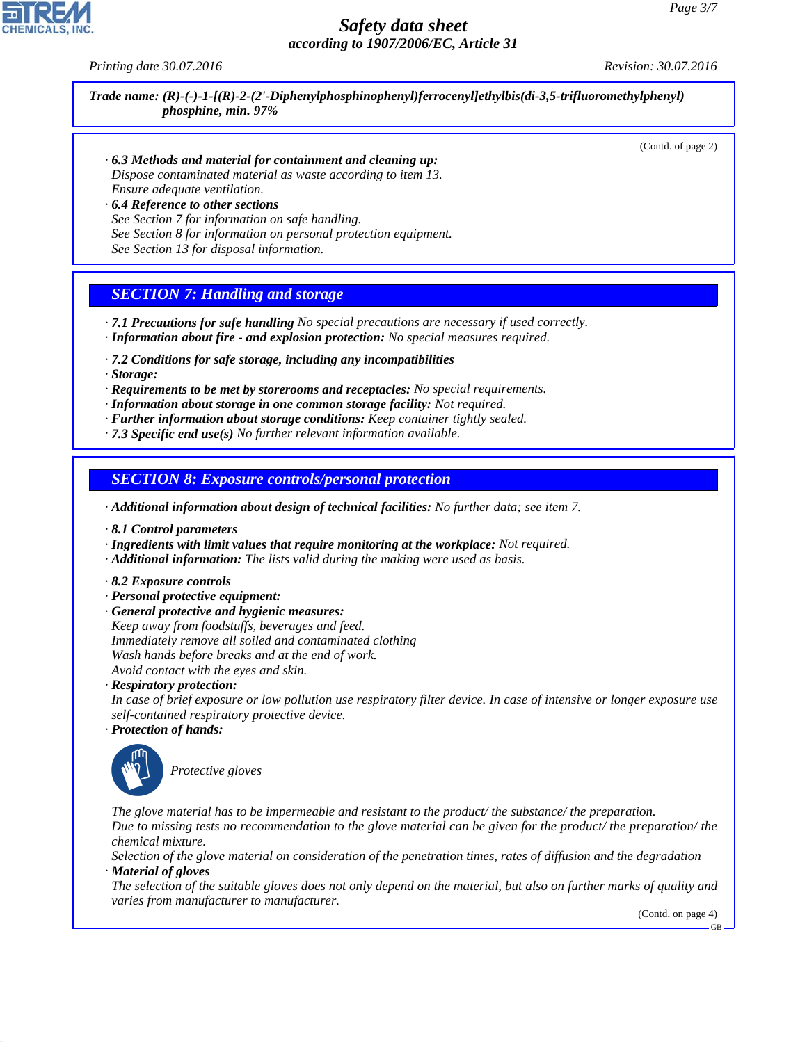**Trade name: (R)-(-)-1-[(R)-2-(2'-Diphenylphosphinophenyl)ferrocenyl]ethylbis(di-3,5-trifluoromethylphenyl) phosphine, min. 97%**

(Contd. of page 2)

· **6.3 Methods and material for containment and cleaning up:**
Dispose contaminated material as waste according to item 13.
Ensure adequate ventilation.

· **6.4 Reference to other sections**
See Section 7 for information on safe handling.
See Section 8 for information on personal protection equipment.
See Section 13 for disposal information.

## SECTION 7: Handling and storage

· **7.1 Precautions for safe handling** No special precautions are necessary if used correctly.
· **Information about fire - and explosion protection:** No special measures required.

· **7.2 Conditions for safe storage, including any incompatibilities**
· **Storage:**
· **Requirements to be met by storerooms and receptacles:** No special requirements.
· **Information about storage in one common storage facility:** Not required.
· **Further information about storage conditions:** Keep container tightly sealed.
· **7.3 Specific end use(s)** No further relevant information available.

## SECTION 8: Exposure controls/personal protection

· **Additional information about design of technical facilities:** No further data; see item 7.

· **8.1 Control parameters**
· **Ingredients with limit values that require monitoring at the workplace:** Not required.
· **Additional information:** The lists valid during the making were used as basis.

· **8.2 Exposure controls**
· **Personal protective equipment:**
· **General protective and hygienic measures:**
Keep away from foodstuffs, beverages and feed.
Immediately remove all soiled and contaminated clothing
Wash hands before breaks and at the end of work.
Avoid contact with the eyes and skin.
· **Respiratory protection:**
In case of brief exposure or low pollution use respiratory filter device. In case of intensive or longer exposure use self-contained respiratory protective device.
· **Protection of hands:**

Protective gloves

The glove material has to be impermeable and resistant to the product/ the substance/ the preparation.
Due to missing tests no recommendation to the glove material can be given for the product/ the preparation/ the chemical mixture.
Selection of the glove material on consideration of the penetration times, rates of diffusion and the degradation
· **Material of gloves**
The selection of the suitable gloves does not only depend on the material, but also on further marks of quality and varies from manufacturer to manufacturer.

(Contd. on page 4)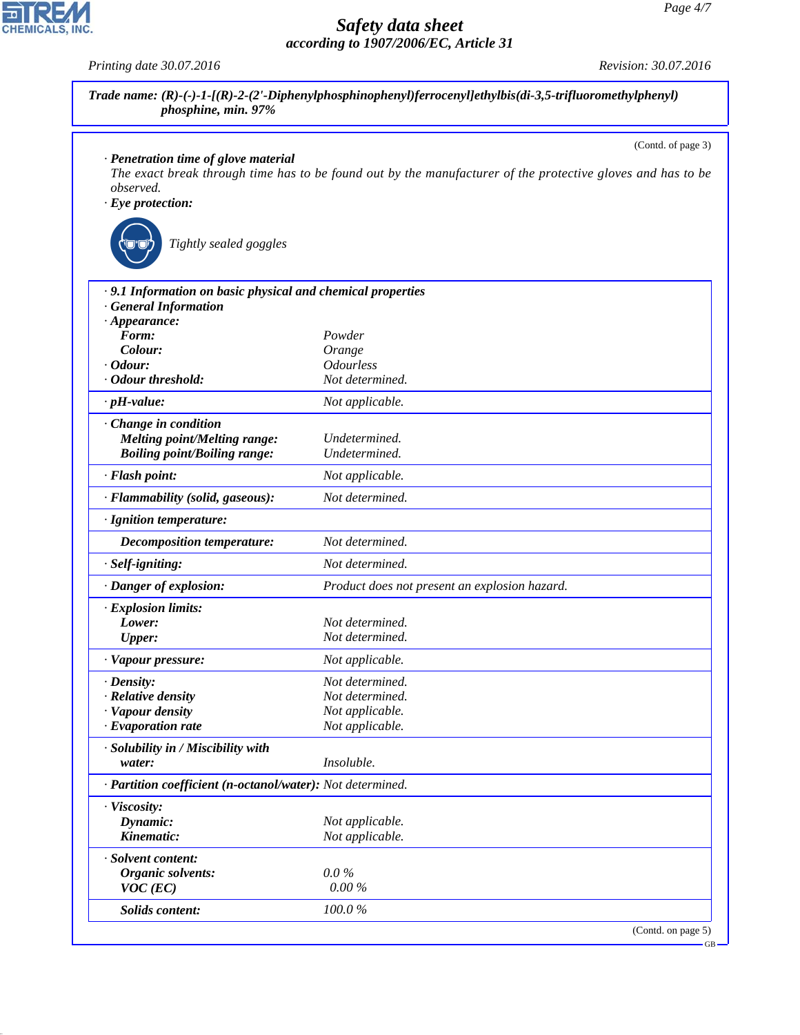*Trade name: (R)-(-)-1-[(R)-2-(2'-Diphenylphosphinophenyl)ferrocenyl]ethylbis(di-3,5-trifluoromethylphenyl) phosphine, min. 97%*

(Contd. of page 3)

· **Penetration time of glove material**
The exact break through time has to be found out by the manufacturer of the protective gloves and has to be observed.

· **Eye protection:**

Tightly sealed goggles

| | |
|---|---|
| · **9.1 Information on basic physical and chemical properties** | |
| · **General Information** | |
| · **Appearance:** | |
| **Form:** | Powder |
| **Colour:** | Orange |
| · **Odour:** | Odourless |
| · **Odour threshold:** | Not determined. |
| · **pH-value:** | Not applicable. |
| · **Change in condition** | |
| **Melting point/Melting range:** | Undetermined. |
| **Boiling point/Boiling range:** | Undetermined. |
| · **Flash point:** | Not applicable. |
| · **Flammability (solid, gaseous):** | Not determined. |
| · **Ignition temperature:** | |
| **Decomposition temperature:** | Not determined. |
| · **Self-igniting:** | Not determined. |
| · **Danger of explosion:** | Product does not present an explosion hazard. |
| · **Explosion limits:** | |
| **Lower:** | Not determined. |
| **Upper:** | Not determined. |
| · **Vapour pressure:** | Not applicable. |
| · **Density:** | Not determined. |
| · **Relative density** | Not determined. |
| · **Vapour density** | Not applicable. |
| · **Evaporation rate** | Not applicable. |
| · **Solubility in / Miscibility with water:** | Insoluble. |
| · **Partition coefficient (n-octanol/water):** | Not determined. |
| · **Viscosity:** | |
| **Dynamic:** | Not applicable. |
| **Kinematic:** | Not applicable. |
| · **Solvent content:** | |
| **Organic solvents:** | 0.0 % |
| **VOC (EC)** | 0.00 % |
| **Solids content:** | 100.0 % |

(Contd. on page 5)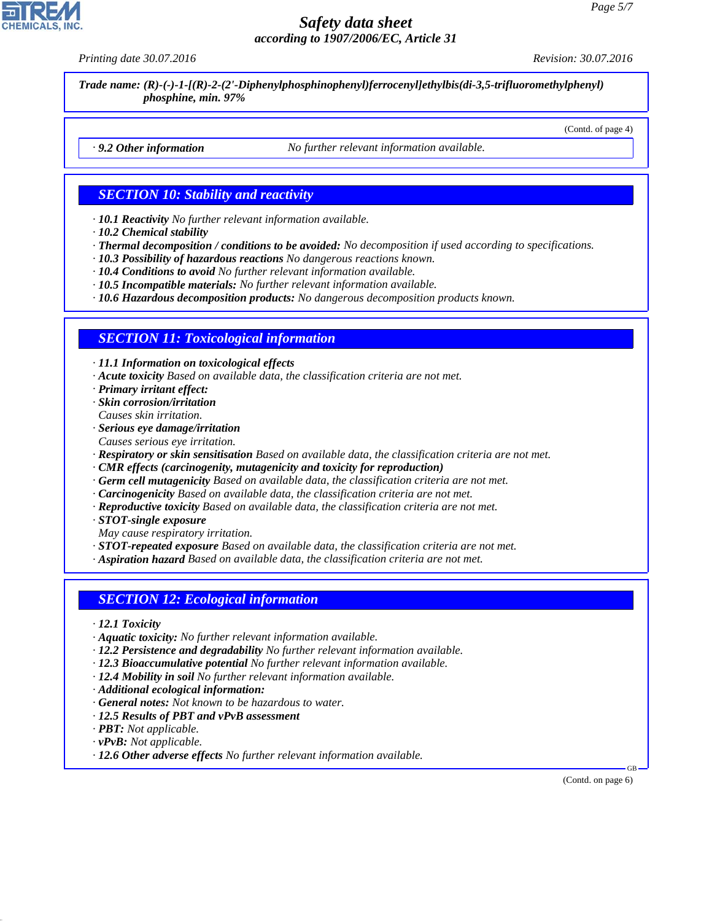**Trade name: (R)-(-)-1-[(R)-2-(2'-Diphenylphosphinophenyl)ferrocenyl]ethylbis(di-3,5-trifluoromethylphenyl) phosphine, min. 97%**

(Contd. of page 4)

· **9.2 Other information** No further relevant information available.

## SECTION 10: Stability and reactivity

· **10.1 Reactivity** No further relevant information available.
· **10.2 Chemical stability**
· **Thermal decomposition / conditions to be avoided:** No decomposition if used according to specifications.
· **10.3 Possibility of hazardous reactions** No dangerous reactions known.
· **10.4 Conditions to avoid** No further relevant information available.
· **10.5 Incompatible materials:** No further relevant information available.
· **10.6 Hazardous decomposition products:** No dangerous decomposition products known.

## SECTION 11: Toxicological information

· **11.1 Information on toxicological effects**
· **Acute toxicity** Based on available data, the classification criteria are not met.
· **Primary irritant effect:**
· **Skin corrosion/irritation**
Causes skin irritation.
· **Serious eye damage/irritation**
Causes serious eye irritation.
· **Respiratory or skin sensitisation** Based on available data, the classification criteria are not met.
· **CMR effects (carcinogenity, mutagenicity and toxicity for reproduction)**
· **Germ cell mutagenicity** Based on available data, the classification criteria are not met.
· **Carcinogenicity** Based on available data, the classification criteria are not met.
· **Reproductive toxicity** Based on available data, the classification criteria are not met.
· **STOT-single exposure**
May cause respiratory irritation.
· **STOT-repeated exposure** Based on available data, the classification criteria are not met.
· **Aspiration hazard** Based on available data, the classification criteria are not met.

## SECTION 12: Ecological information

· **12.1 Toxicity**
· **Aquatic toxicity:** No further relevant information available.
· **12.2 Persistence and degradability** No further relevant information available.
· **12.3 Bioaccumulative potential** No further relevant information available.
· **12.4 Mobility in soil** No further relevant information available.
· **Additional ecological information:**
· **General notes:** Not known to be hazardous to water.
· **12.5 Results of PBT and vPvB assessment**
· **PBT:** Not applicable.
· **vPvB:** Not applicable.
· **12.6 Other adverse effects** No further relevant information available.

(Contd. on page 6)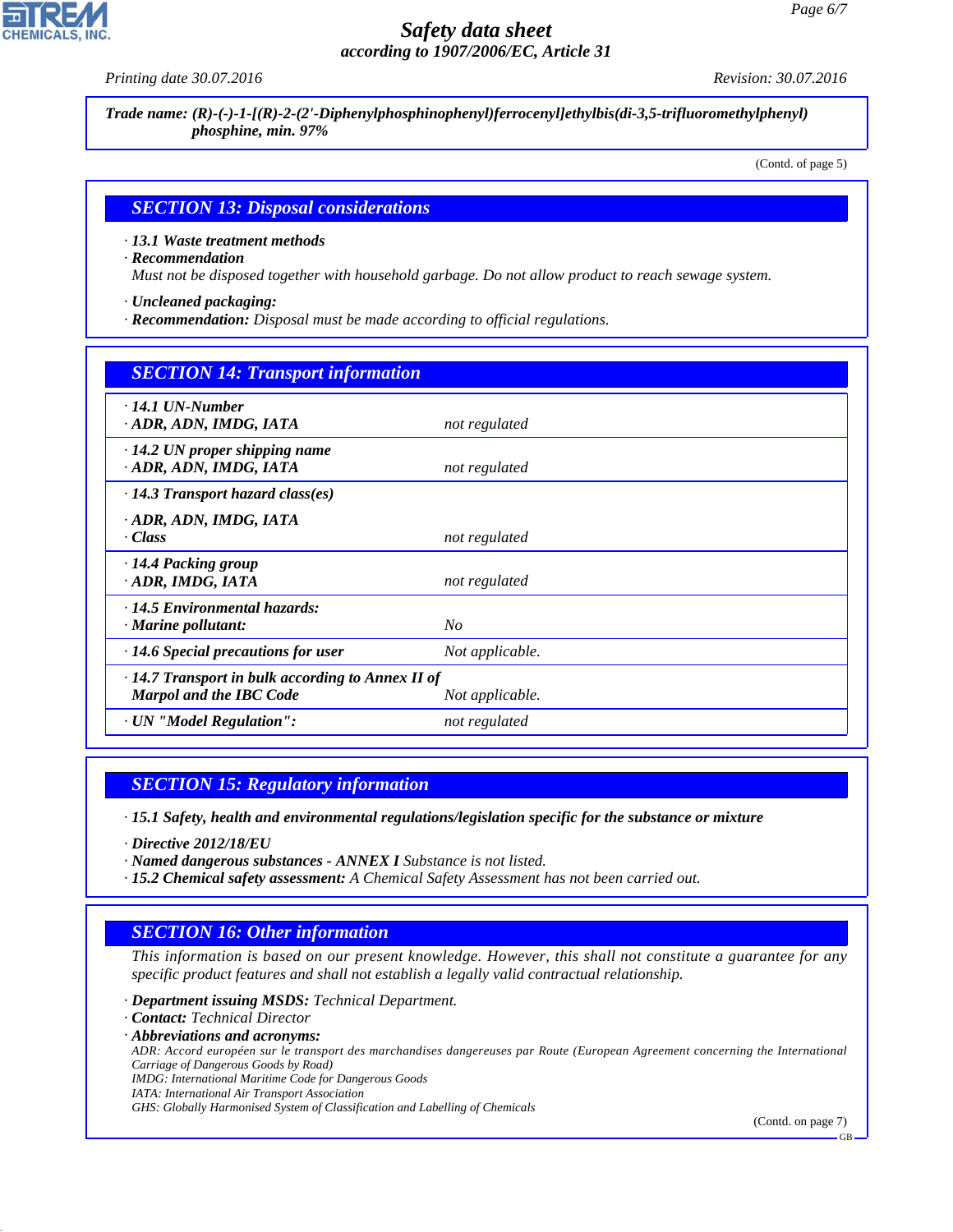**Trade name: (R)-(-)-1-[(R)-2-(2'-Diphenylphosphinophenyl)ferrocenyl]ethylbis(di-3,5-trifluoromethylphenyl) phosphine, min. 97%**

(Contd. of page 5)

## SECTION 13: Disposal considerations

· **13.1 Waste treatment methods**
· **Recommendation**
Must not be disposed together with household garbage. Do not allow product to reach sewage system.

· **Uncleaned packaging:**
· **Recommendation:** Disposal must be made according to official regulations.

## SECTION 14: Transport information

| | |
|---|---|
| · **14.1 UN-Number**<br>· **ADR, ADN, IMDG, IATA** | not regulated |
| · **14.2 UN proper shipping name**<br>· **ADR, ADN, IMDG, IATA** | not regulated |
| · **14.3 Transport hazard class(es)**<br>· **ADR, ADN, IMDG, IATA**<br>· **Class** | not regulated |
| · **14.4 Packing group**<br>· **ADR, IMDG, IATA** | not regulated |
| · **14.5 Environmental hazards:**<br>· **Marine pollutant:** | No |
| · **14.6 Special precautions for user** | Not applicable. |
| · **14.7 Transport in bulk according to Annex II of Marpol and the IBC Code** | Not applicable. |
| · **UN "Model Regulation":** | not regulated |

## SECTION 15: Regulatory information

· **15.1 Safety, health and environmental regulations/legislation specific for the substance or mixture**

· **Directive 2012/18/EU**
· **Named dangerous substances - ANNEX I** Substance is not listed.
· **15.2 Chemical safety assessment:** A Chemical Safety Assessment has not been carried out.

## SECTION 16: Other information

This information is based on our present knowledge. However, this shall not constitute a guarantee for any specific product features and shall not establish a legally valid contractual relationship.

· **Department issuing MSDS:** Technical Department.
· **Contact:** Technical Director
· **Abbreviations and acronyms:**
ADR: Accord européen sur le transport des marchandises dangereuses par Route (European Agreement concerning the International Carriage of Dangerous Goods by Road)
IMDG: International Maritime Code for Dangerous Goods
IATA: International Air Transport Association
GHS: Globally Harmonised System of Classification and Labelling of Chemicals

(Contd. on page 7)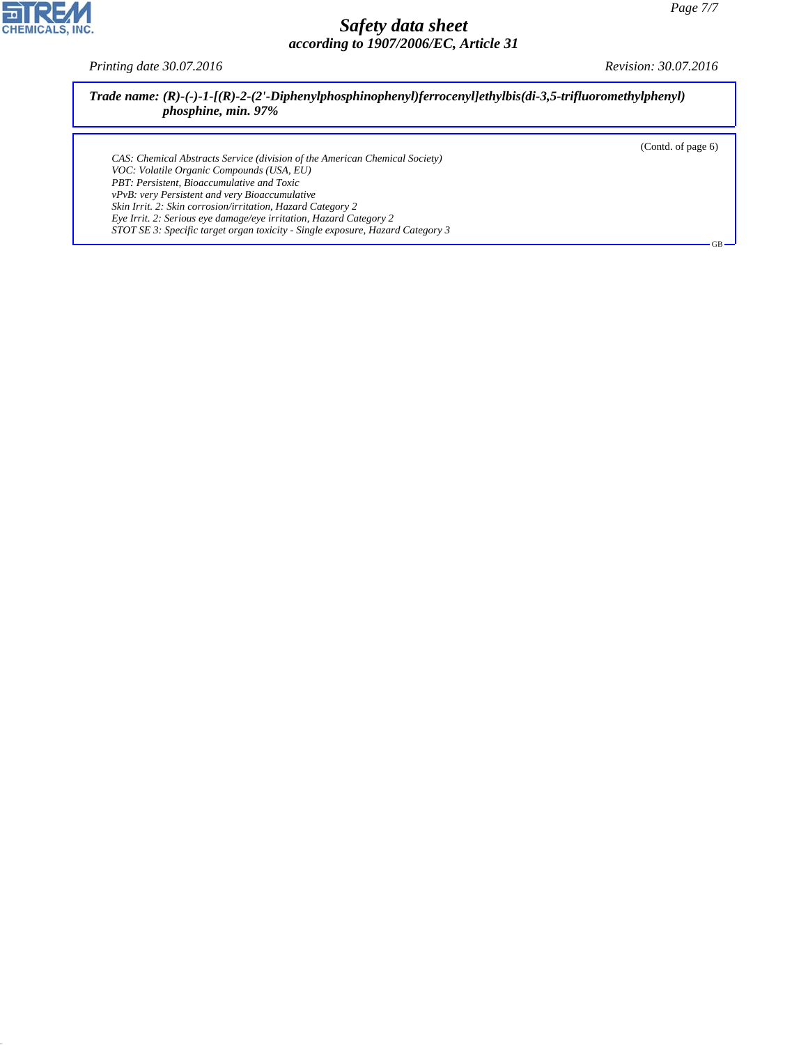Trade name: (R)-(-)-1-[(R)-2-(2'-Diphenylphosphinophenyl)ferrocenyl]ethylbis(di-3,5-trifluoromethylphenyl) phosphine, min. 97%

(Contd. of page 6)

*CAS: Chemical Abstracts Service (division of the American Chemical Society)*
*VOC: Volatile Organic Compounds (USA, EU)*
*PBT: Persistent, Bioaccumulative and Toxic*
*vPvB: very Persistent and very Bioaccumulative*
*Skin Irrit. 2: Skin corrosion/irritation, Hazard Category 2*
*Eye Irrit. 2: Serious eye damage/eye irritation, Hazard Category 2*
*STOT SE 3: Specific target organ toxicity - Single exposure, Hazard Category 3*